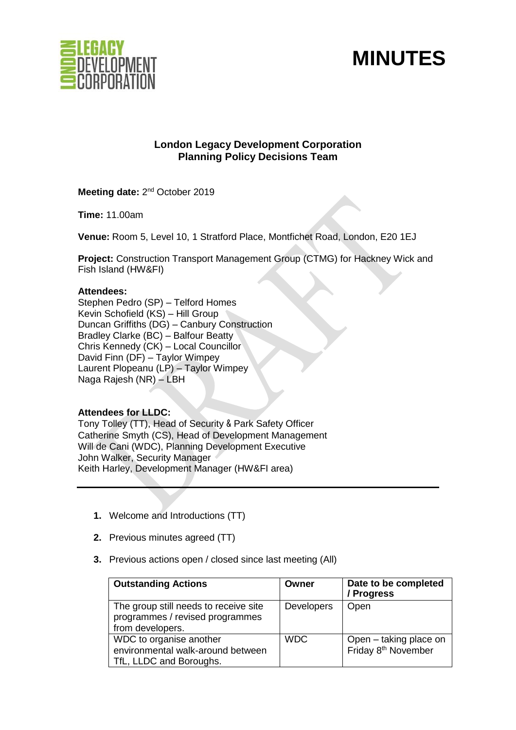# MINUTES

**London Legacy Development Corporation**
**Planning Policy Decisions Team**

**Meeting date:** 2nd October 2019

**Time:** 11.00am

**Venue:** Room 5, Level 10, 1 Stratford Place, Montfichet Road, London, E20 1EJ

**Project:** Construction Transport Management Group (CTMG) for Hackney Wick and Fish Island (HW&FI)

**Attendees:**
Stephen Pedro (SP) – Telford Homes
Kevin Schofield (KS) – Hill Group
Duncan Griffiths (DG) – Canbury Construction
Bradley Clarke (BC) – Balfour Beatty
Chris Kennedy (CK) – Local Councillor
David Finn (DF) – Taylor Wimpey
Laurent Plopeanu (LP) – Taylor Wimpey
Naga Rajesh (NR) – LBH

**Attendees for LLDC:**
Tony Tolley (TT), Head of Security & Park Safety Officer
Catherine Smyth (CS), Head of Development Management
Will de Cani (WDC), Planning Development Executive
John Walker, Security Manager
Keith Harley, Development Manager (HW&FI area)

---

1. Welcome and Introductions (TT)
2. Previous minutes agreed (TT)
3. Previous actions open / closed since last meeting (All)

| Outstanding Actions | Owner | Date to be completed / Progress |
|---|---|---|
| The group still needs to receive site programmes / revised programmes from developers. | Developers | Open |
| WDC to organise another environmental walk-around between TfL, LLDC and Boroughs. | WDC | Open – taking place on Friday 8th November |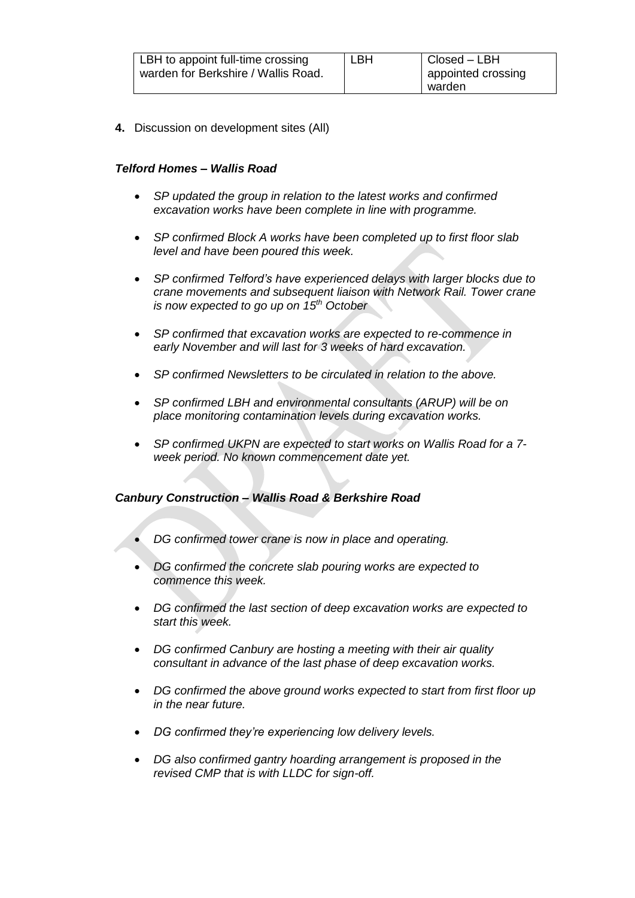| LBH to appoint full-time crossing warden for Berkshire / Wallis Road. | LBH | Closed – LBH appointed crossing warden |
|---|---|---|

**4.** Discussion on development sites (All)

***Telford Homes – Wallis Road***

- *SP updated the group in relation to the latest works and confirmed excavation works have been complete in line with programme.*
- *SP confirmed Block A works have been completed up to first floor slab level and have been poured this week.*
- *SP confirmed Telford's have experienced delays with larger blocks due to crane movements and subsequent liaison with Network Rail. Tower crane is now expected to go up on 15th October*
- *SP confirmed that excavation works are expected to re-commence in early November and will last for 3 weeks of hard excavation.*
- *SP confirmed Newsletters to be circulated in relation to the above.*
- *SP confirmed LBH and environmental consultants (ARUP) will be on place monitoring contamination levels during excavation works.*
- *SP confirmed UKPN are expected to start works on Wallis Road for a 7-week period. No known commencement date yet.*

***Canbury Construction – Wallis Road & Berkshire Road***

- *DG confirmed tower crane is now in place and operating.*
- *DG confirmed the concrete slab pouring works are expected to commence this week.*
- *DG confirmed the last section of deep excavation works are expected to start this week.*
- *DG confirmed Canbury are hosting a meeting with their air quality consultant in advance of the last phase of deep excavation works.*
- *DG confirmed the above ground works expected to start from first floor up in the near future.*
- *DG confirmed they're experiencing low delivery levels.*
- *DG also confirmed gantry hoarding arrangement is proposed in the revised CMP that is with LLDC for sign-off.*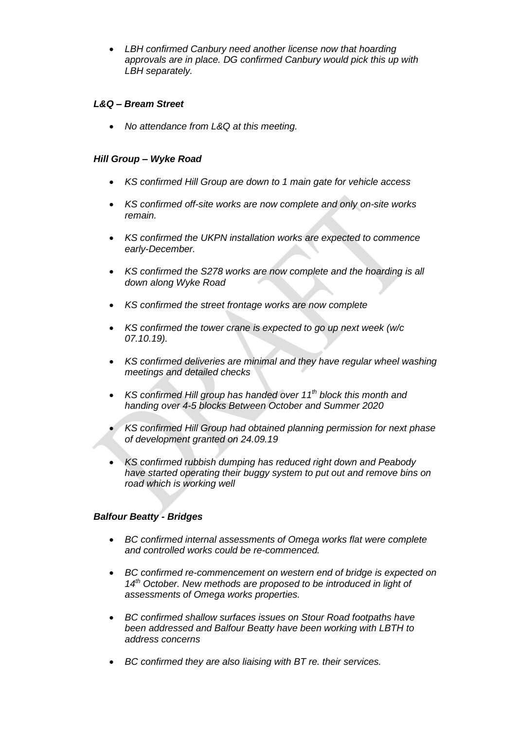- *LBH confirmed Canbury need another license now that hoarding approvals are in place. DG confirmed Canbury would pick this up with LBH separately.*

### *L&Q – Bream Street*

- *No attendance from L&Q at this meeting.*

### *Hill Group – Wyke Road*

- *KS confirmed Hill Group are down to 1 main gate for vehicle access*
- *KS confirmed off-site works are now complete and only on-site works remain.*
- *KS confirmed the UKPN installation works are expected to commence early-December.*
- *KS confirmed the S278 works are now complete and the hoarding is all down along Wyke Road*
- *KS confirmed the street frontage works are now complete*
- *KS confirmed the tower crane is expected to go up next week (w/c 07.10.19).*
- *KS confirmed deliveries are minimal and they have regular wheel washing meetings and detailed checks*
- *KS confirmed Hill group has handed over 11th block this month and handing over 4-5 blocks Between October and Summer 2020*
- *KS confirmed Hill Group had obtained planning permission for next phase of development granted on 24.09.19*
- *KS confirmed rubbish dumping has reduced right down and Peabody have started operating their buggy system to put out and remove bins on road which is working well*

### *Balfour Beatty - Bridges*

- *BC confirmed internal assessments of Omega works flat were complete and controlled works could be re-commenced.*
- *BC confirmed re-commencement on western end of bridge is expected on 14th October. New methods are proposed to be introduced in light of assessments of Omega works properties.*
- *BC confirmed shallow surfaces issues on Stour Road footpaths have been addressed and Balfour Beatty have been working with LBTH to address concerns*
- *BC confirmed they are also liaising with BT re. their services.*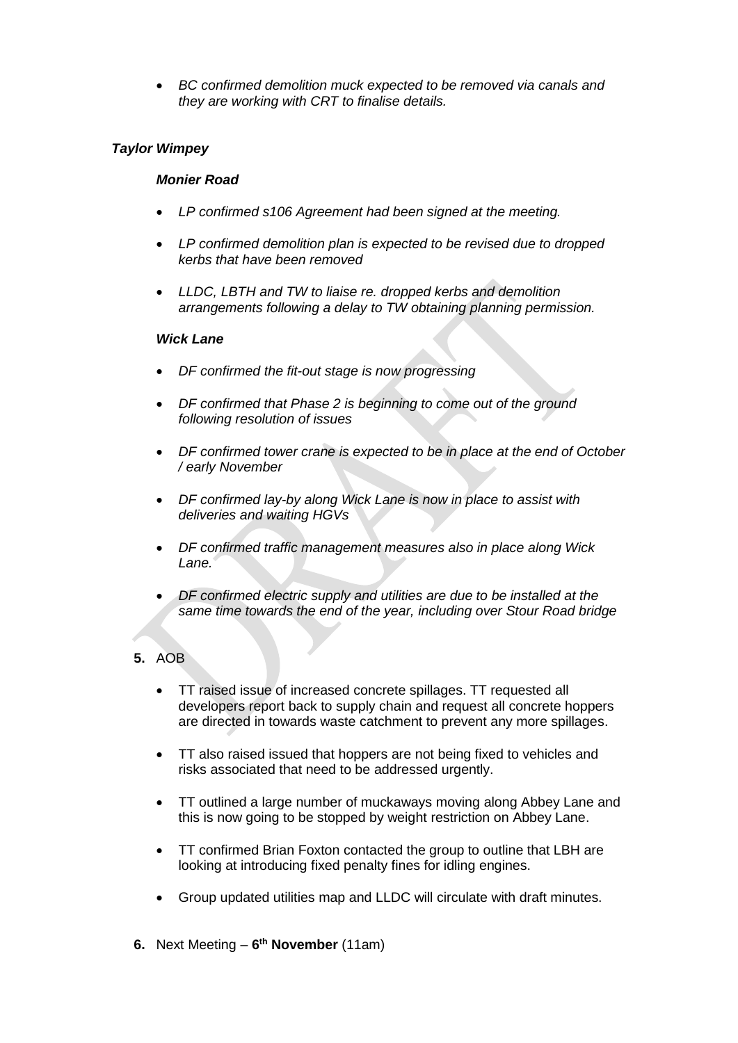- *BC confirmed demolition muck expected to be removed via canals and they are working with CRT to finalise details.*

***Taylor Wimpey***

***Monier Road***

- *LP confirmed s106 Agreement had been signed at the meeting.*
- *LP confirmed demolition plan is expected to be revised due to dropped kerbs that have been removed*
- *LLDC, LBTH and TW to liaise re. dropped kerbs and demolition arrangements following a delay to TW obtaining planning permission.*

***Wick Lane***

- *DF confirmed the fit-out stage is now progressing*
- *DF confirmed that Phase 2 is beginning to come out of the ground following resolution of issues*
- *DF confirmed tower crane is expected to be in place at the end of October / early November*
- *DF confirmed lay-by along Wick Lane is now in place to assist with deliveries and waiting HGVs*
- *DF confirmed traffic management measures also in place along Wick Lane.*
- *DF confirmed electric supply and utilities are due to be installed at the same time towards the end of the year, including over Stour Road bridge*

**5.** AOB

- TT raised issue of increased concrete spillages. TT requested all developers report back to supply chain and request all concrete hoppers are directed in towards waste catchment to prevent any more spillages.
- TT also raised issued that hoppers are not being fixed to vehicles and risks associated that need to be addressed urgently.
- TT outlined a large number of muckaways moving along Abbey Lane and this is now going to be stopped by weight restriction on Abbey Lane.
- TT confirmed Brian Foxton contacted the group to outline that LBH are looking at introducing fixed penalty fines for idling engines.
- Group updated utilities map and LLDC will circulate with draft minutes.

**6.** Next Meeting – **6th November** (11am)